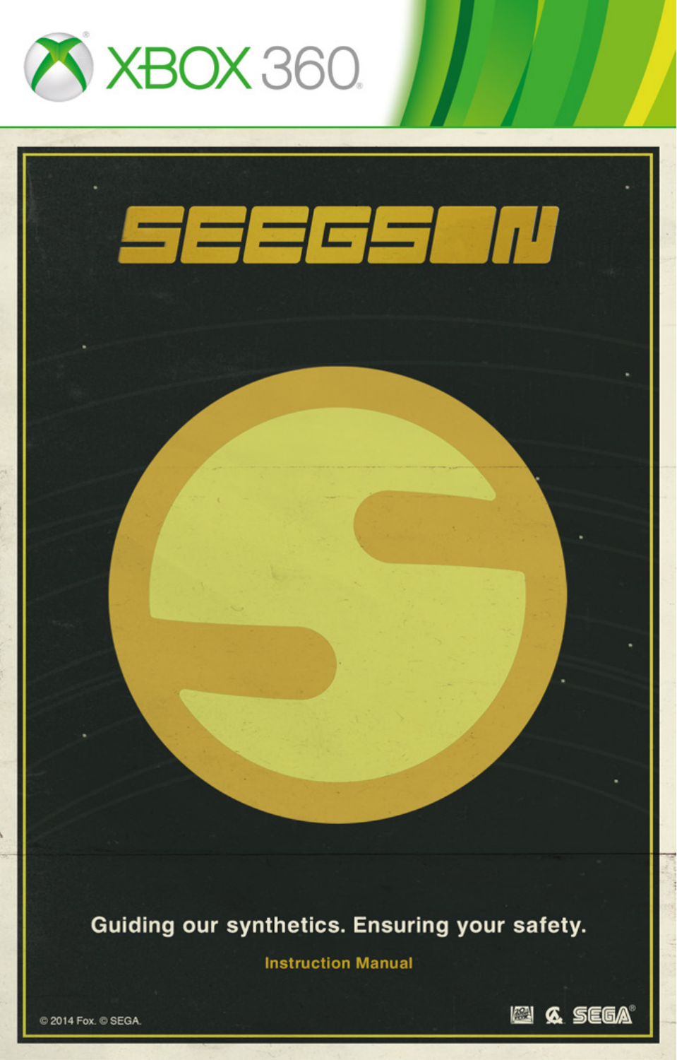XBOX 360

# SEEGSON

Guiding our synthetics. Ensuring your safety.

**Instruction Manual**

© 2014 Fox. © SEGA.

SEGA®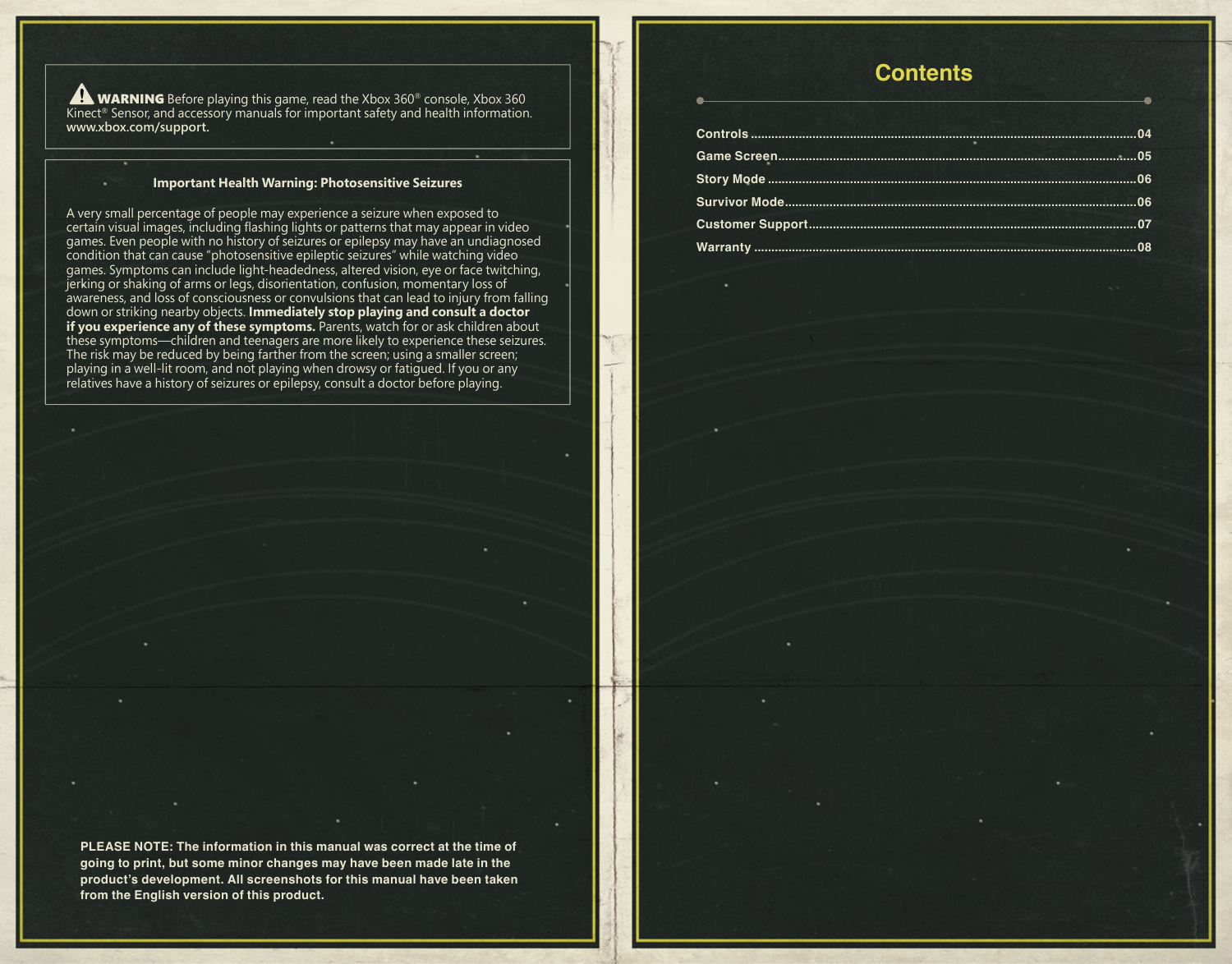**WARNING** Before playing this game, read the Xbox 360® console, Xbox 360 Kinect® Sensor, and accessory manuals for important safety and health information. **www.xbox.com/support.**

### Important Health Warning: Photosensitive Seizures

A very small percentage of people may experience a seizure when exposed to certain visual images, including flashing lights or patterns that may appear in video games. Even people with no history of seizures or epilepsy may have an undiagnosed condition that can cause "photosensitive epileptic seizures" while watching video games. Symptoms can include light-headedness, altered vision, eye or face twitching, jerking or shaking of arms or legs, disorientation, confusion, momentary loss of awareness, and loss of consciousness or convulsions that can lead to injury from falling down or striking nearby objects. **Immediately stop playing and consult a doctor if you experience any of these symptoms.** Parents, watch for or ask children about these symptoms—children and teenagers are more likely to experience these seizures. The risk may be reduced by being farther from the screen; using a smaller screen; playing in a well-lit room, and not playing when drowsy or fatigued. If you or any relatives have a history of seizures or epilepsy, consult a doctor before playing.

**PLEASE NOTE: The information in this manual was correct at the time of going to print, but some minor changes may have been made late in the product's development. All screenshots for this manual have been taken from the English version of this product.**

# Contents

| | |
|---|---|
| Controls | 04 |
| Game Screen | 05 |
| Story Mode | 06 |
| Survivor Mode | 06 |
| Customer Support | 07 |
| Warranty | 08 |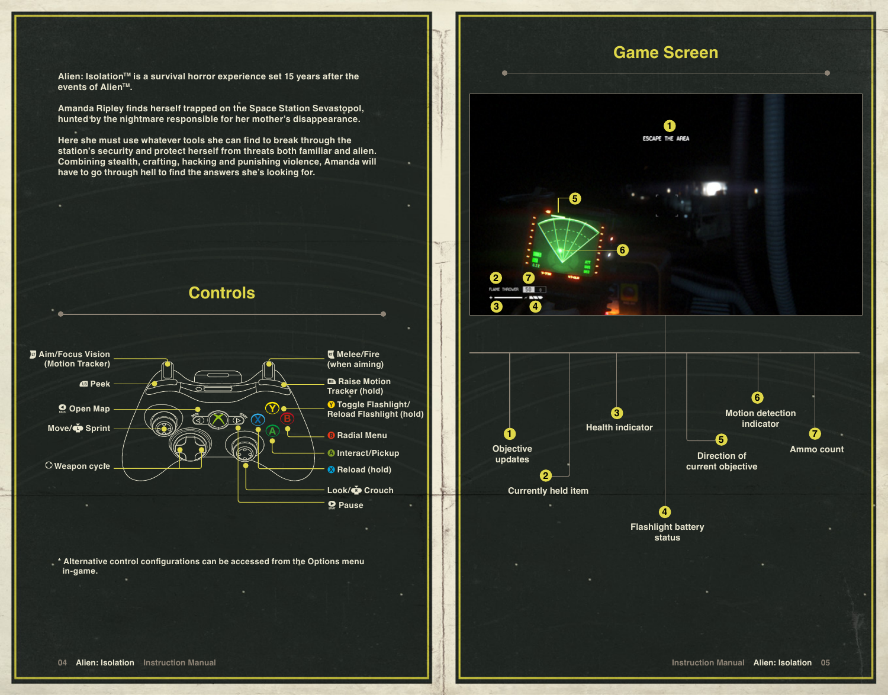Alien: Isolation™ is a survival horror experience set 15 years after the events of Alien™.

Amanda Ripley finds herself trapped on the Space Station Sevastopol, hunted by the nightmare responsible for her mother's disappearance.

Here she must use whatever tools she can find to break through the station's security and protect herself from threats both familiar and alien. Combining stealth, crafting, hacking and punishing violence, Amanda will have to go through hell to find the answers she's looking for.

## Controls

LT Aim/Focus Vision (Motion Tracker)

LB Peek

BACK Open Map

Move/ Sprint

Weapon cycle

RT Melee/Fire (when aiming)

RB Raise Motion Tracker (hold)

Y Toggle Flashlight/ Reload Flashlight (hold)

B Radial Menu

A Interact/Pickup

X Reload (hold)

Look/ Crouch

START Pause

\* Alternative control configurations can be accessed from the Options menu in-game.

## Game Screen

ESCAPE THE AREA

FLAME THROWER

1 Objective updates

2 Currently held item

3 Health indicator

4 Flashlight battery status

5 Direction of current objective

6 Motion detection indicator

7 Ammo count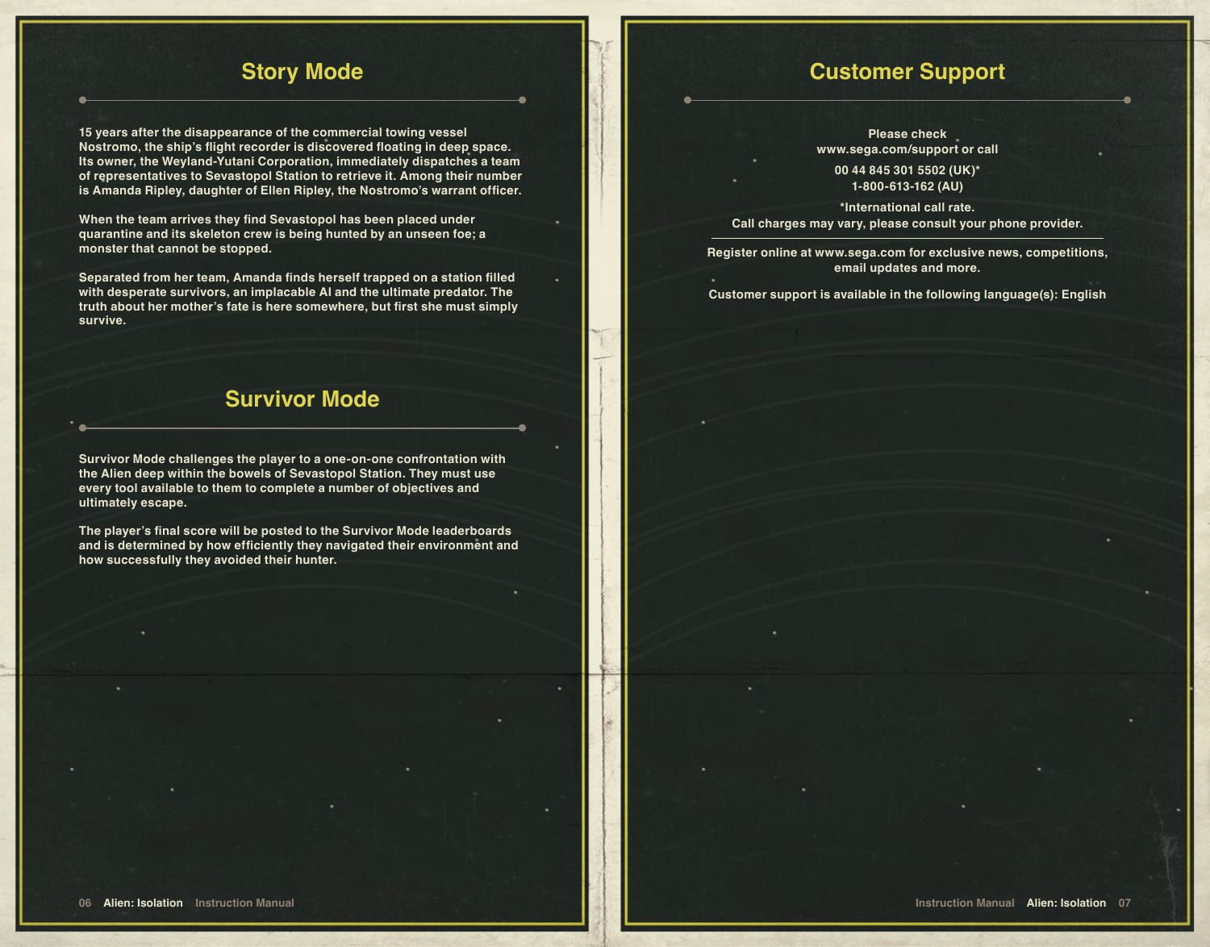## Story Mode

15 years after the disappearance of the commercial towing vessel Nostromo, the ship's flight recorder is discovered floating in deep space. Its owner, the Weyland-Yutani Corporation, immediately dispatches a team of representatives to Sevastopol Station to retrieve it. Among their number is Amanda Ripley, daughter of Ellen Ripley, the Nostromo's warrant officer.

When the team arrives they find Sevastopol has been placed under quarantine and its skeleton crew is being hunted by an unseen foe; a monster that cannot be stopped.

Separated from her team, Amanda finds herself trapped on a station filled with desperate survivors, an implacable AI and the ultimate predator. The truth about her mother's fate is here somewhere, but first she must simply survive.

## Survivor Mode

Survivor Mode challenges the player to a one-on-one confrontation with the Alien deep within the bowels of Sevastopol Station. They must use every tool available to them to complete a number of objectives and ultimately escape.

The player's final score will be posted to the Survivor Mode leaderboards and is determined by how efficiently they navigated their environment and how successfully they avoided their hunter.

## Customer Support

Please check
www.sega.com/support or call

00 44 845 301 5502 (UK)*
1-800-613-162 (AU)

*International call rate.
Call charges may vary, please consult your phone provider.

---

Register online at www.sega.com for exclusive news, competitions, email updates and more.

Customer support is available in the following language(s): English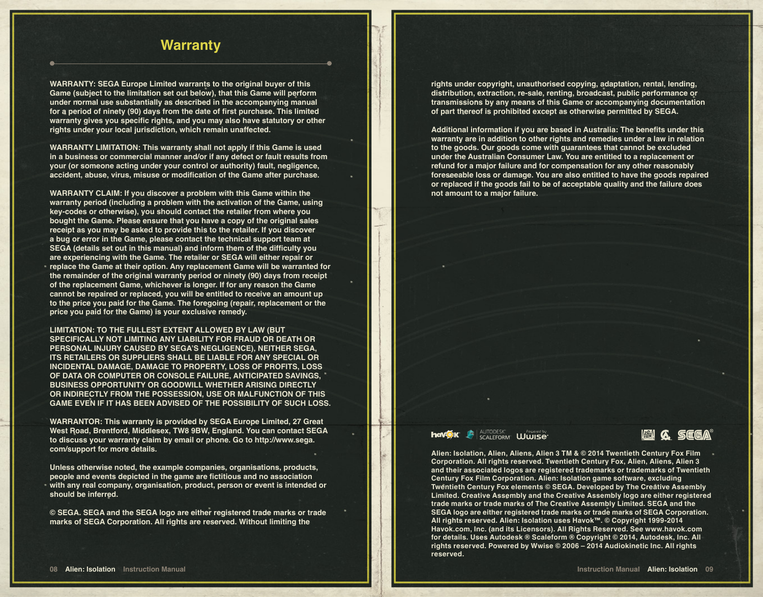# Warranty

WARRANTY: SEGA Europe Limited warrants to the original buyer of this Game (subject to the limitation set out below), that this Game will perform under normal use substantially as described in the accompanying manual for a period of ninety (90) days from the date of first purchase. This limited warranty gives you specific rights, and you may also have statutory or other rights under your local jurisdiction, which remain unaffected.

WARRANTY LIMITATION: This warranty shall not apply if this Game is used in a business or commercial manner and/or if any defect or fault results from your (or someone acting under your control or authority) fault, negligence, accident, abuse, virus, misuse or modification of the Game after purchase.

WARRANTY CLAIM: If you discover a problem with this Game within the warranty period (including a problem with the activation of the Game, using key-codes or otherwise), you should contact the retailer from where you bought the Game. Please ensure that you have a copy of the original sales receipt as you may be asked to provide this to the retailer. If you discover a bug or error in the Game, please contact the technical support team at SEGA (details set out in this manual) and inform them of the difficulty you are experiencing with the Game. The retailer or SEGA will either repair or replace the Game at their option. Any replacement Game will be warranted for the remainder of the original warranty period or ninety (90) days from receipt of the replacement Game, whichever is longer. If for any reason the Game cannot be repaired or replaced, you will be entitled to receive an amount up to the price you paid for the Game. The foregoing (repair, replacement or the price you paid for the Game) is your exclusive remedy.

LIMITATION: TO THE FULLEST EXTENT ALLOWED BY LAW (BUT SPECIFICALLY NOT LIMITING ANY LIABILITY FOR FRAUD OR DEATH OR PERSONAL INJURY CAUSED BY SEGA'S NEGLIGENCE), NEITHER SEGA, ITS RETAILERS OR SUPPLIERS SHALL BE LIABLE FOR ANY SPECIAL OR INCIDENTAL DAMAGE, DAMAGE TO PROPERTY, LOSS OF PROFITS, LOSS OF DATA OR COMPUTER OR CONSOLE FAILURE, ANTICIPATED SAVINGS, BUSINESS OPPORTUNITY OR GOODWILL WHETHER ARISING DIRECTLY OR INDIRECTLY FROM THE POSSESSION, USE OR MALFUNCTION OF THIS GAME EVEN IF IT HAS BEEN ADVISED OF THE POSSIBILITY OF SUCH LOSS.

WARRANTOR: This warranty is provided by SEGA Europe Limited, 27 Great West Road, Brentford, Middlesex, TW8 9BW, England. You can contact SEGA to discuss your warranty claim by email or phone. Go to http://www.sega.com/support for more details.

Unless otherwise noted, the example companies, organisations, products, people and events depicted in the game are fictitious and no association with any real company, organisation, product, person or event is intended or should be inferred.

© SEGA. SEGA and the SEGA logo are either registered trade marks or trade marks of SEGA Corporation. All rights are reserved. Without limiting the rights under copyright, unauthorised copying, adaptation, rental, lending, distribution, extraction, re-sale, renting, broadcast, public performance or transmissions by any means of this Game or accompanying documentation of part thereof is prohibited except as otherwise permitted by SEGA.

Additional information if you are based in Australia: The benefits under this warranty are in addition to other rights and remedies under a law in relation to the goods. Our goods come with guarantees that cannot be excluded under the Australian Consumer Law. You are entitled to a replacement or refund for a major failure and for compensation for any other reasonably foreseeable loss or damage. You are also entitled to have the goods repaired or replaced if the goods fail to be of acceptable quality and the failure does not amount to a major failure.

Alien: Isolation, Alien, Aliens, Alien 3 TM & © 2014 Twentieth Century Fox Film Corporation. All rights reserved. Twentieth Century Fox, Alien, Aliens, Alien 3 and their associated logos are registered trademarks or trademarks of Twentieth Century Fox Film Corporation. Alien: Isolation game software, excluding Twentieth Century Fox elements © SEGA. Developed by The Creative Assembly Limited. Creative Assembly and the Creative Assembly logo are either registered trade marks or trade marks of The Creative Assembly Limited. SEGA and the SEGA logo are either registered trade marks or trade marks of SEGA Corporation. All rights reserved. Alien: Isolation uses Havok™. © Copyright 1999-2014 Havok.com, Inc. (and its Licensors). All Rights Reserved. See www.havok.com for details. Uses Autodesk ® Scaleform ® Copyright © 2014, Autodesk, Inc. All rights reserved. Powered by Wwise © 2006 – 2014 Audiokinetic Inc. All rights reserved.